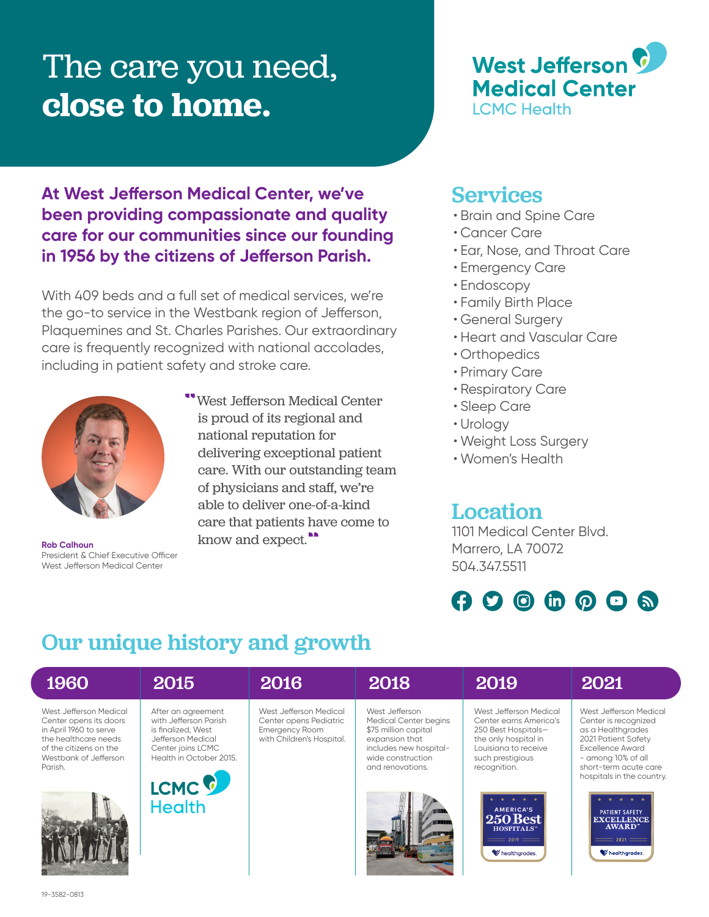# The care you need, **close to home.**

**West Jefferson Medical Center**
LCMC Health

**At West Jefferson Medical Center, we've been providing compassionate and quality care for our communities since our founding in 1956 by the citizens of Jefferson Parish.**

With 409 beds and a full set of medical services, we're the go-to service in the Westbank region of Jefferson, Plaquemines and St. Charles Parishes. Our extraordinary care is frequently recognized with national accolades, including in patient safety and stroke care.

> "West Jefferson Medical Center is proud of its regional and national reputation for delivering exceptional patient care. With our outstanding team of physicians and staff, we're able to deliver one-of-a-kind care that patients have come to know and expect."

**Rob Calhoun**
President & Chief Executive Officer
West Jefferson Medical Center

## Services

- Brain and Spine Care
- Cancer Care
- Ear, Nose, and Throat Care
- Emergency Care
- Endoscopy
- Family Birth Place
- General Surgery
- Heart and Vascular Care
- Orthopedics
- Primary Care
- Respiratory Care
- Sleep Care
- Urology
- Weight Loss Surgery
- Women's Health

## Location

1101 Medical Center Blvd.
Marrero, LA 70072
504.347.5511

## Our unique history and growth

| 1960 | 2015 | 2016 | 2018 | 2019 | 2021 |
|---|---|---|---|---|---|
| West Jefferson Medical Center opens its doors in April 1960 to serve the healthcare needs of the citizens on the Westbank of Jefferson Parish. | After an agreement with Jefferson Parish is finalized, West Jefferson Medical Center joins LCMC Health in October 2015. | West Jefferson Medical Center opens Pediatric Emergency Room with Children's Hospital. | West Jefferson Medical Center begins $75 million capital expansion that includes new hospital-wide construction and renovations. | West Jefferson Medical Center earns America's 250 Best Hospitals—the only hospital in Louisiana to receive such prestigious recognition. | West Jefferson Medical Center is recognized as a Healthgrades 2021 Patient Safety Excellence Award - among 10% of all short-term acute care hospitals in the country. |

19-3582-0813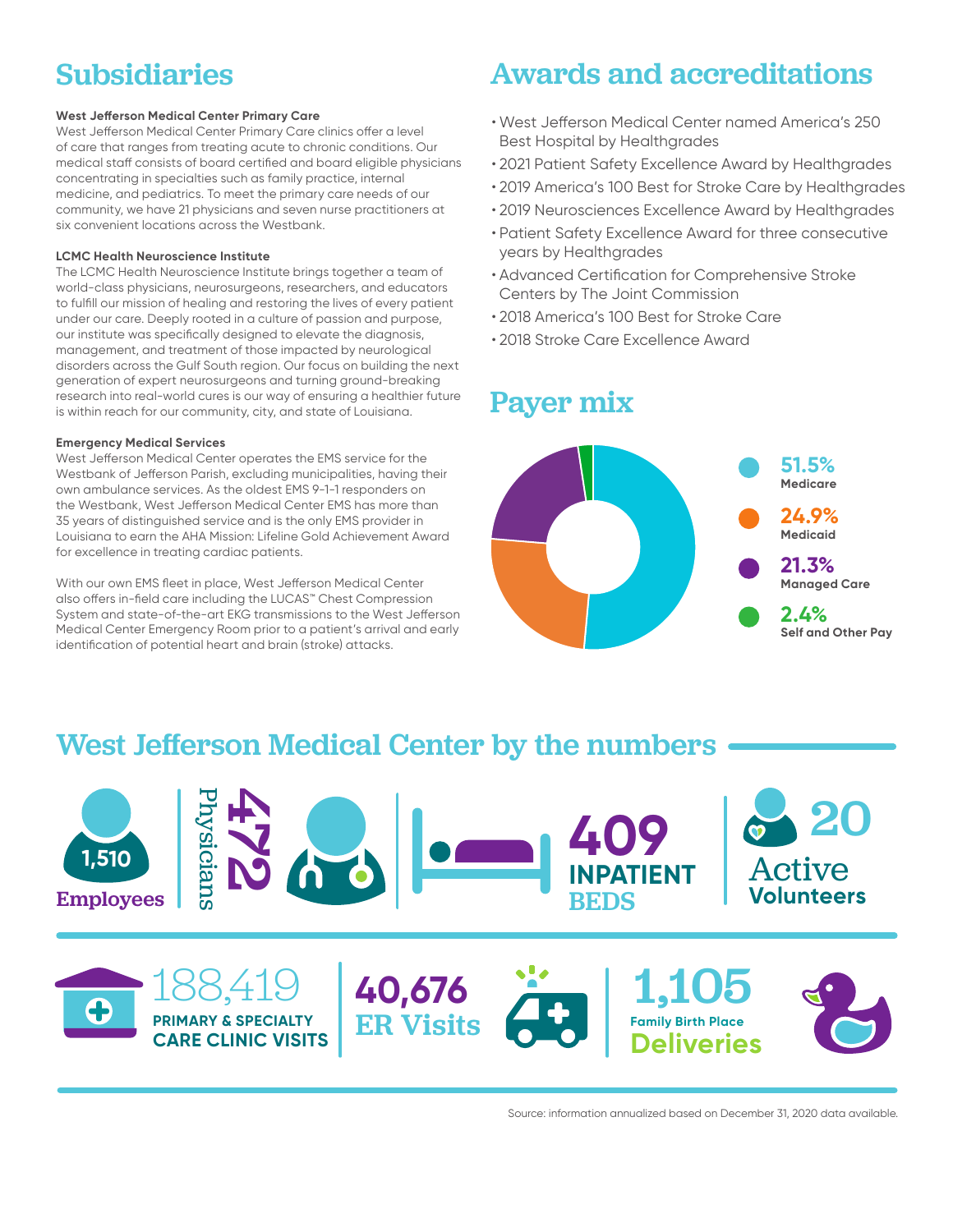## Subsidiaries

**West Jefferson Medical Center Primary Care**

West Jefferson Medical Center Primary Care clinics offer a level of care that ranges from treating acute to chronic conditions. Our medical staff consists of board certified and board eligible physicians concentrating in specialties such as family practice, internal medicine, and pediatrics. To meet the primary care needs of our community, we have 21 physicians and seven nurse practitioners at six convenient locations across the Westbank.

**LCMC Health Neuroscience Institute**

The LCMC Health Neuroscience Institute brings together a team of world-class physicians, neurosurgeons, researchers, and educators to fulfill our mission of healing and restoring the lives of every patient under our care. Deeply rooted in a culture of passion and purpose, our institute was specifically designed to elevate the diagnosis, management, and treatment of those impacted by neurological disorders across the Gulf South region. Our focus on building the next generation of expert neurosurgeons and turning ground-breaking research into real-world cures is our way of ensuring a healthier future is within reach for our community, city, and state of Louisiana.

**Emergency Medical Services**

West Jefferson Medical Center operates the EMS service for the Westbank of Jefferson Parish, excluding municipalities, having their own ambulance services. As the oldest EMS 9-1-1 responders on the Westbank, West Jefferson Medical Center EMS has more than 35 years of distinguished service and is the only EMS provider in Louisiana to earn the AHA Mission: Lifeline Gold Achievement Award for excellence in treating cardiac patients.

With our own EMS fleet in place, West Jefferson Medical Center also offers in-field care including the LUCAS™ Chest Compression System and state-of-the-art EKG transmissions to the West Jefferson Medical Center Emergency Room prior to a patient's arrival and early identification of potential heart and brain (stroke) attacks.

## Awards and accreditations

- West Jefferson Medical Center named America's 250 Best Hospital by Healthgrades
- 2021 Patient Safety Excellence Award by Healthgrades
- 2019 America's 100 Best for Stroke Care by Healthgrades
- 2019 Neurosciences Excellence Award by Healthgrades
- Patient Safety Excellence Award for three consecutive years by Healthgrades
- Advanced Certification for Comprehensive Stroke Centers by The Joint Commission
- 2018 America's 100 Best for Stroke Care
- 2018 Stroke Care Excellence Award

## Payer mix

51.5% Medicare

24.9% Medicaid

21.3% Managed Care

2.4% Self and Other Pay

## West Jefferson Medical Center by the numbers

1,510 Employees

472 Physicians

409 INPATIENT BEDS

20 Active Volunteers

188,419 PRIMARY & SPECIALTY CARE CLINIC VISITS

40,676 ER Visits

1,105 Family Birth Place Deliveries

Source: information annualized based on December 31, 2020 data available.